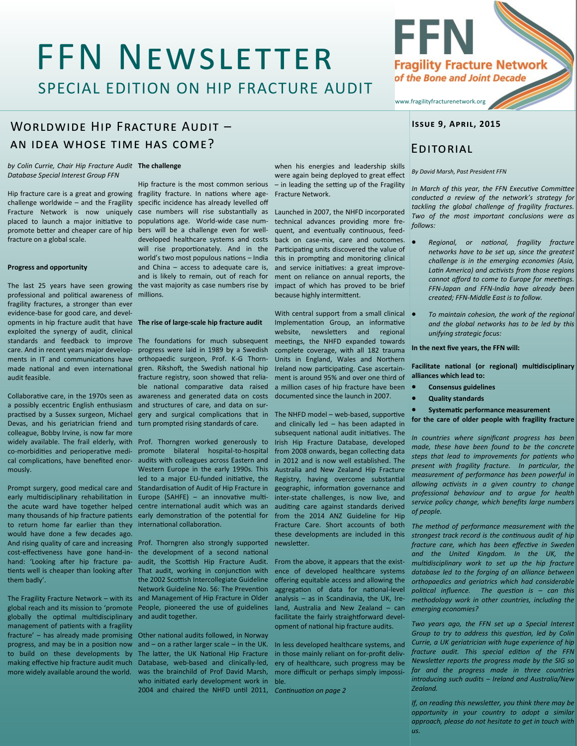# FFN Newsletter

## Special Edition on Hip Fracture Audit

**Fragility Fracture Network** *of the Bone and Joint Decade*

www.fragilityfracturenetwork.org

**Issue 9, April, 2015**

## Worldwide Hip Fracture Audit – an idea whose time has come?

*by Colin Currie, Chair Hip Fracture Audit Database Special Interest Group FFN*

Hip fracture care is a great and growing challenge worldwide – and the Fragility Fracture Network is now uniquely placed to launch a major initiative to promote better and cheaper care of hip fracture on a global scale.

**Progress and opportunity**

The last 25 years have seen growing professional and political awareness of fragility fractures, a stronger than ever evidence-base for good care, and developments in hip fracture audit that have exploited the synergy of audit, clinical standards and feedback to improve care. And in recent years major developments in IT and communications have made national and even international audit feasible.

Collaborative care, in the 1970s seen as a possibly eccentric English enthusiasm practised by a Sussex surgeon, Michael Devas, and his geriatrician friend and colleague, Bobby Irvine, is now far more widely available. The frail elderly, with co-morbidities and perioperative medical complications, have benefited enormously.

Prompt surgery, good medical care and early multidisciplinary rehabilitation in the acute ward have together helped many thousands of hip fracture patients to return home far earlier than they would have done a few decades ago. And rising quality of care and increasing cost-effectiveness have gone hand-in-hand: 'Looking after hip fracture patients well is cheaper than looking after them badly'.

The Fragility Fracture Network – with its global reach and its mission to 'promote globally the optimal multidisciplinary management of patients with a fragility fracture' – has already made promising progress, and may be in a position now to build on these developments by making effective hip fracture audit much more widely available around the world.

**The challenge**

Hip fracture is the most common serious fragility fracture. In nations where age-specific incidence has already levelled off case numbers will rise substantially as populations age. World-wide case numbers will be a challenge even for well-developed healthcare systems and costs will rise proportionately. And in the world's two most populous nations – India and China – access to adequate care is, and is likely to remain, out of reach for the vast majority as case numbers rise by millions.

**The rise of large-scale hip fracture audit**

The foundations for much subsequent progress were laid in 1989 by a Swedish orthopaedic surgeon, Prof. K-G Thorngren. Rikshoft, the Swedish national hip fracture registry, soon showed that reliable national comparative data raised awareness and generated data on costs and structures of care, and data on surgery and surgical complications that in turn prompted rising standards of care.

Prof. Thorngren worked generously to promote bilateral hospital-to-hospital audits with colleagues across Eastern and Western Europe in the early 1990s. This led to a major EU-funded initiative, the Standardisation of Audit of Hip Fracture in Europe (SAHFE) – an innovative multi-centre international audit which was an early demonstration of the potential for international collaboration.

Prof. Thorngren also strongly supported the development of a second national audit, the Scottish Hip Fracture Audit. That audit, working in conjunction with the 2002 Scottish Intercollegiate Guideline Network Guideline No. 56: The Prevention and Management of Hip Fracture in Older People, pioneered the use of guidelines and audit together.

Other national audits followed, in Norway and – on a rather larger scale – in the UK. The latter, the UK National Hip Fracture Database, web-based and clinically-led, was the brainchild of Prof David Marsh, who initiated early development work in 2004 and chaired the NHFD until 2011, when his energies and leadership skills were again being deployed to great effect – in leading the setting up of the Fragility Fracture Network.

Launched in 2007, the NHFD incorporated technical advances providing more frequent, and eventually continuous, feedback on case-mix, care and outcomes. Participating units discovered the value of this in prompting and monitoring clinical and service initiatives: a great improvement on reliance on annual reports, the impact of which has proved to be brief because highly intermittent.

With central support from a small clinical Implementation Group, an informative website, newsletters and regional meetings, the NHFD expanded towards complete coverage, with all 182 trauma Units in England, Wales and Northern Ireland now participating. Case ascertainment is around 95% and over one third of a million cases of hip fracture have been documented since the launch in 2007.

The NHFD model – web-based, supportive and clinically led – has been adapted in subsequent national audit initiatives. The Irish Hip Fracture Database, developed from 2008 onwards, began collecting data in 2012 and is now well established. The Australia and New Zealand Hip Fracture Registry, having overcome substantial geographic, information governance and inter-state challenges, is now live, and auditing care against standards derived from the 2014 ANZ Guideline for Hip Fracture Care. Short accounts of both these developments are included in this newsletter.

From the above, it appears that the existence of developed healthcare systems offering equitable access and allowing the aggregation of data for national-level analysis – as in Scandinavia, the UK, Ireland, Australia and New Zealand – can facilitate the fairly straightforward development of national hip fracture audits.

In less developed healthcare systems, and in those mainly reliant on for-profit delivery of healthcare, such progress may be more difficult or perhaps simply impossible.

*Continuation on page 2*

## Editorial

*By David Marsh, Past President FFN*

*In March of this year, the FFN Executive Committee conducted a review of the network's strategy for tackling the global challenge of fragility fractures. Two of the most important conclusions were as follows:*

- *Regional, or national, fragility fracture networks have to be set up, since the greatest challenge is in the emerging economies (Asia, Latin America) and activists from those regions cannot afford to come to Europe for meetings. FFN-Japan and FFN-India have already been created; FFN-Middle East is to follow.*
- *To maintain cohesion, the work of the regional and the global networks has to be led by this unifying strategic focus:*

**In the next five years, the FFN will:**

**Facilitate national (or regional) multidisciplinary alliances which lead to:**

- **Consensus guidelines**
- **Quality standards**
- **Systematic performance measurement**

**for the care of older people with fragility fracture**

*In countries where significant progress has been made, these have been found to be the concrete steps that lead to improvements for patients who present with fragility fracture. In particular, the measurement of performance has been powerful in allowing activists in a given country to change professional behaviour and to argue for health service policy change, which benefits large numbers of people.*

*The method of performance measurement with the strongest track record is the continuous audit of hip fracture care, which has been effective in Sweden and the United Kingdom. In the UK, the multidisciplinary work to set up the hip fracture database led to the forging of an alliance between orthopaedics and geriatrics which had considerable political influence. The question is – can this methodology work in other countries, including the emerging economies?*

*Two years ago, the FFN set up a Special Interest Group to try to address this question, led by Colin Currie, a UK geriatrician with huge experience of hip fracture audit. This special edition of the FFN Newsletter reports the progress made by the SIG so far and the progress made in three countries introducing such audits – Ireland and Australia/New Zealand.*

*If, on reading this newsletter, you think there may be opportunity in your country to adopt a similar approach, please do not hesitate to get in touch with us.*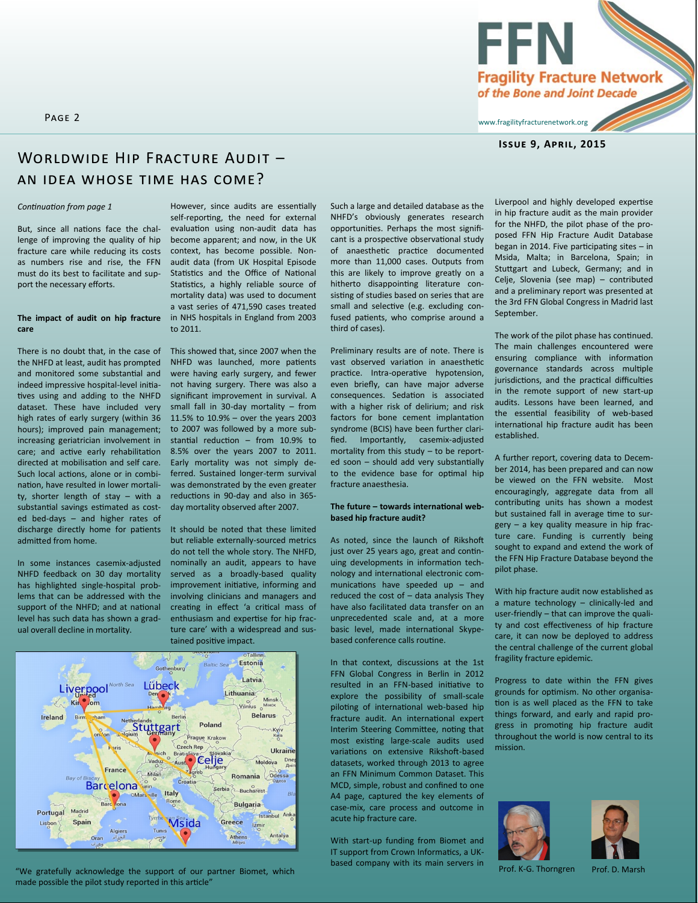# Worldwide Hip Fracture Audit – an idea whose time has come?

*Continuation from page 1*

But, since all nations face the challenge of improving the quality of hip fracture care while reducing its costs as numbers rise and rise, the FFN must do its best to facilitate and support the necessary efforts.

**The impact of audit on hip fracture care**

There is no doubt that, in the case of the NHFD at least, audit has prompted and monitored some substantial and indeed impressive hospital-level initiatives using and adding to the NHFD dataset. These have included very high rates of early surgery (within 36 hours); improved pain management; increasing geriatrician involvement in care; and active early rehabilitation directed at mobilisation and self care. Such local actions, alone or in combination, have resulted in lower mortality, shorter length of stay – with a substantial savings estimated as costed bed-days – and higher rates of discharge directly home for patients admitted from home.

In some instances casemix-adjusted NHFD feedback on 30 day mortality has highlighted single-hospital problems that can be addressed with the support of the NHFD; and at national level has such data has shown a gradual overall decline in mortality.

However, since audits are essentially self-reporting, the need for external evaluation using non-audit data has become apparent; and now, in the UK context, has become possible. Non-audit data (from UK Hospital Episode Statistics and the Office of National Statistics, a highly reliable source of mortality data) was used to document a vast series of 471,590 cases treated in NHS hospitals in England from 2003 to 2011.

This showed that, since 2007 when the NHFD was launched, more patients were having early surgery, and fewer not having surgery. There was also a significant improvement in survival. A small fall in 30-day mortality – from 11.5% to 10.9% – over the years 2003 to 2007 was followed by a more substantial reduction – from 10.9% to 8.5% over the years 2007 to 2011. Early mortality was not simply deferred. Sustained longer-term survival was demonstrated by the even greater reductions in 90-day and also in 365-day mortality observed after 2007.

It should be noted that these limited but reliable externally-sourced metrics do not tell the whole story. The NHFD, nominally an audit, appears to have served as a broadly-based quality improvement initiative, informing and involving clinicians and managers and creating in effect 'a critical mass of enthusiasm and expertise for hip fracture care' with a widespread and sustained positive impact.

Such a large and detailed database as the NHFD's obviously generates research opportunities. Perhaps the most significant is a prospective observational study of anaesthetic practice documented more than 11,000 cases. Outputs from this are likely to improve greatly on a hitherto disappointing literature consisting of studies based on series that are small and selective (e.g. excluding confused patients, who comprise around a third of cases).

Preliminary results are of note. There is vast observed variation in anaesthetic practice. Intra-operative hypotension, even briefly, can have major adverse consequences. Sedation is associated with a higher risk of delirium; and risk factors for bone cement implantation syndrome (BCIS) have been further clarified. Importantly, casemix-adjusted mortality from this study – to be reported soon – should add very substantially to the evidence base for optimal hip fracture anaesthesia.

**The future – towards international web-based hip fracture audit?**

As noted, since the launch of Rikshoft just over 25 years ago, great and continuing developments in information technology and international electronic communications have speeded up – and reduced the cost of – data analysis They have also facilitated data transfer on an unprecedented scale and, at a more basic level, made international Skype-based conference calls routine.

In that context, discussions at the 1st FFN Global Congress in Berlin in 2012 resulted in an FFN-based initiative to explore the possibility of small-scale piloting of international web-based hip fracture audit. An international expert Interim Steering Committee, noting that most existing large-scale audits used variations on extensive Rikshoft-based datasets, worked through 2013 to agree an FFN Minimum Common Dataset. This MCD, simple, robust and confined to one A4 page, captured the key elements of case-mix, care process and outcome in acute hip fracture care.

With start-up funding from Biomet and IT support from Crown Informatics, a UK-based company with its main servers in Liverpool and highly developed expertise in hip fracture audit as the main provider for the NHFD, the pilot phase of the proposed FFN Hip Fracture Audit Database began in 2014. Five participating sites – in Msida, Malta; in Barcelona, Spain; in Stuttgart and Lubeck, Germany; and in Celje, Slovenia (see map) – contributed and a preliminary report was presented at the 3rd FFN Global Congress in Madrid last September.

The work of the pilot phase has continued. The main challenges encountered were ensuring compliance with information governance standards across multiple jurisdictions, and the practical difficulties in the remote support of new start-up audits. Lessons have been learned, and the essential feasibility of web-based international hip fracture audit has been established.

A further report, covering data to December 2014, has been prepared and can now be viewed on the FFN website. Most encouragingly, aggregate data from all contributing units has shown a modest but sustained fall in average time to surgery – a key quality measure in hip fracture care. Funding is currently being sought to expand and extend the work of the FFN Hip Fracture Database beyond the pilot phase.

With hip fracture audit now established as a mature technology – clinically-led and user-friendly – that can improve the quality and cost effectiveness of hip fracture care, it can now be deployed to address the central challenge of the current global fragility fracture epidemic.

Progress to date within the FFN gives grounds for optimism. No other organisation is as well placed as the FFN to take things forward, and early and rapid progress in promoting hip fracture audit throughout the world is now central to its mission.

"We gratefully acknowledge the support of our partner Biomet, which made possible the pilot study reported in this article"

Prof. K-G. Thorngren    Prof. D. Marsh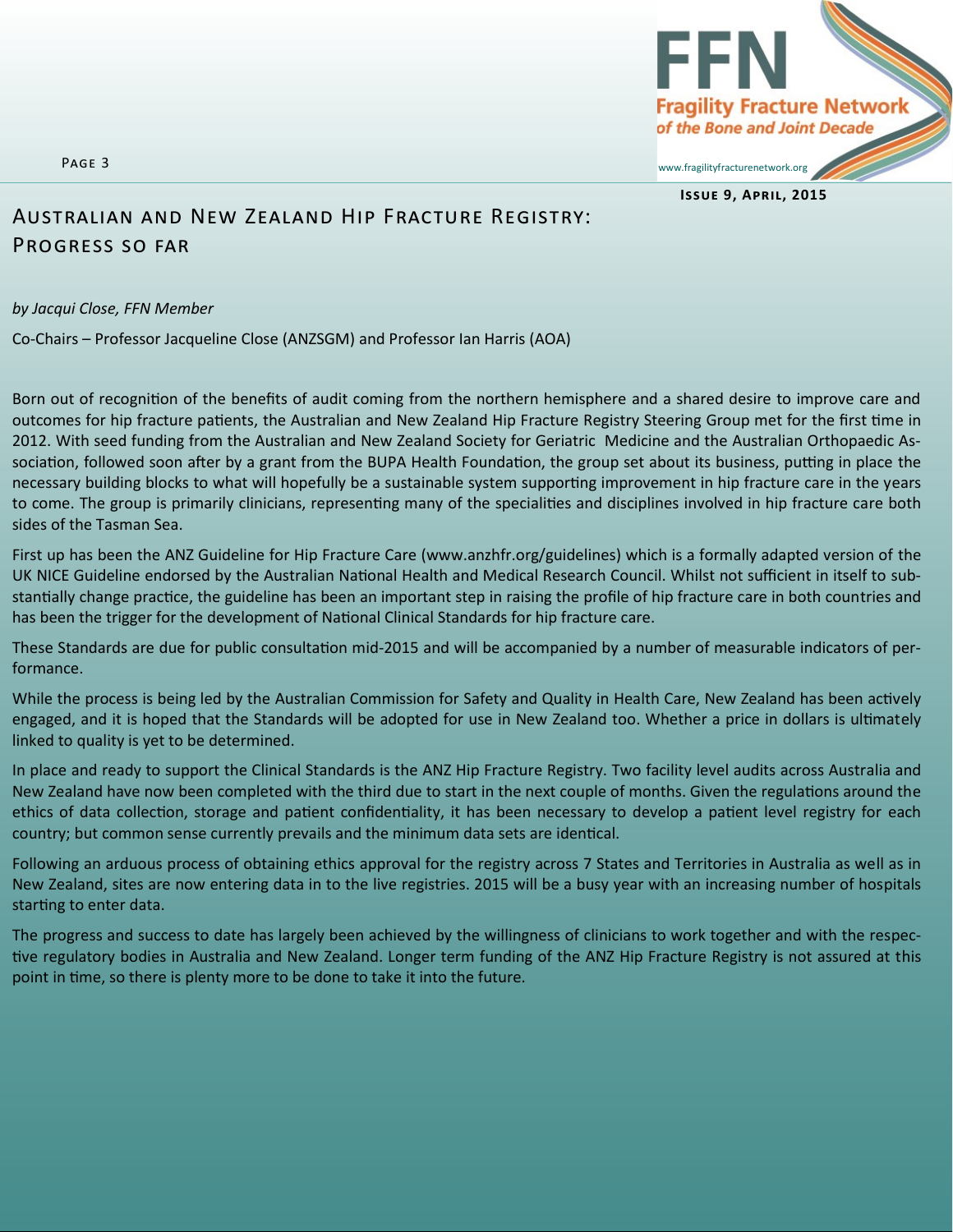# Australian and New Zealand Hip Fracture Registry: Progress so far

*by Jacqui Close, FFN Member*

Co-Chairs – Professor Jacqueline Close (ANZSGM) and Professor Ian Harris (AOA)

Born out of recognition of the benefits of audit coming from the northern hemisphere and a shared desire to improve care and outcomes for hip fracture patients, the Australian and New Zealand Hip Fracture Registry Steering Group met for the first time in 2012. With seed funding from the Australian and New Zealand Society for Geriatric Medicine and the Australian Orthopaedic Association, followed soon after by a grant from the BUPA Health Foundation, the group set about its business, putting in place the necessary building blocks to what will hopefully be a sustainable system supporting improvement in hip fracture care in the years to come. The group is primarily clinicians, representing many of the specialities and disciplines involved in hip fracture care both sides of the Tasman Sea.

First up has been the ANZ Guideline for Hip Fracture Care (www.anzhfr.org/guidelines) which is a formally adapted version of the UK NICE Guideline endorsed by the Australian National Health and Medical Research Council. Whilst not sufficient in itself to substantially change practice, the guideline has been an important step in raising the profile of hip fracture care in both countries and has been the trigger for the development of National Clinical Standards for hip fracture care.

These Standards are due for public consultation mid-2015 and will be accompanied by a number of measurable indicators of performance.

While the process is being led by the Australian Commission for Safety and Quality in Health Care, New Zealand has been actively engaged, and it is hoped that the Standards will be adopted for use in New Zealand too. Whether a price in dollars is ultimately linked to quality is yet to be determined.

In place and ready to support the Clinical Standards is the ANZ Hip Fracture Registry. Two facility level audits across Australia and New Zealand have now been completed with the third due to start in the next couple of months. Given the regulations around the ethics of data collection, storage and patient confidentiality, it has been necessary to develop a patient level registry for each country; but common sense currently prevails and the minimum data sets are identical.

Following an arduous process of obtaining ethics approval for the registry across 7 States and Territories in Australia as well as in New Zealand, sites are now entering data in to the live registries. 2015 will be a busy year with an increasing number of hospitals starting to enter data.

The progress and success to date has largely been achieved by the willingness of clinicians to work together and with the respective regulatory bodies in Australia and New Zealand. Longer term funding of the ANZ Hip Fracture Registry is not assured at this point in time, so there is plenty more to be done to take it into the future.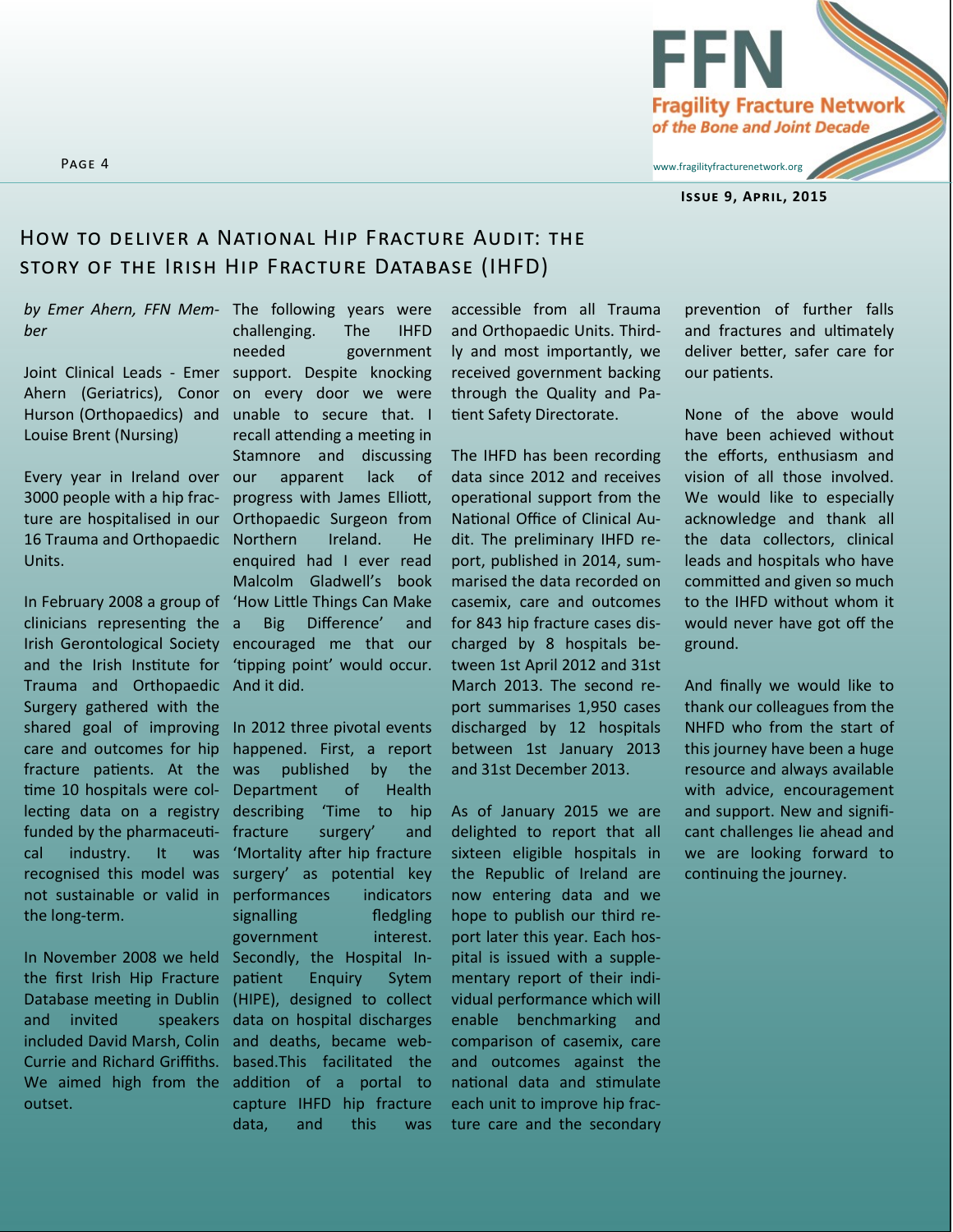# How to deliver a National Hip Fracture Audit: the story of the Irish Hip Fracture Database (IHFD)

*by Emer Ahern, FFN Member*

Joint Clinical Leads - Emer Ahern (Geriatrics), Conor Hurson (Orthopaedics) and Louise Brent (Nursing)

Every year in Ireland over 3000 people with a hip fracture are hospitalised in our 16 Trauma and Orthopaedic Units.

In February 2008 a group of clinicians representing the Irish Gerontological Society and the Irish Institute for Trauma and Orthopaedic Surgery gathered with the shared goal of improving care and outcomes for hip fracture patients. At the time 10 hospitals were collecting data on a registry funded by the pharmaceutical industry. It was recognised this model was not sustainable or valid in the long-term.

In November 2008 we held the first Irish Hip Fracture Database meeting in Dublin and invited speakers included David Marsh, Colin Currie and Richard Griffiths. We aimed high from the outset.

The following years were challenging. The IHFD needed government support. Despite knocking on every door we were unable to secure that. I recall attending a meeting in Stamnore and discussing our apparent lack of progress with James Elliott, Orthopaedic Surgeon from Northern Ireland. He enquired had I ever read Malcolm Gladwell's book 'How Little Things Can Make a Big Difference' and encouraged me that our 'tipping point' would occur. And it did.

In 2012 three pivotal events happened. First, a report was published by the Department of Health describing 'Time to hip fracture surgery' and 'Mortality after hip fracture surgery' as potential key performances indicators signalling fledgling government interest. Secondly, the Hospital Inpatient Enquiry Sytem (HIPE), designed to collect data on hospital discharges and deaths, became web-based.This facilitated the addition of a portal to capture IHFD hip fracture data, and this was accessible from all Trauma and Orthopaedic Units. Thirdly and most importantly, we received government backing through the Quality and Patient Safety Directorate.

The IHFD has been recording data since 2012 and receives operational support from the National Office of Clinical Audit. The preliminary IHFD report, published in 2014, summarised the data recorded on casemix, care and outcomes for 843 hip fracture cases discharged by 8 hospitals between 1st April 2012 and 31st March 2013. The second report summarises 1,950 cases discharged by 12 hospitals between 1st January 2013 and 31st December 2013.

As of January 2015 we are delighted to report that all sixteen eligible hospitals in the Republic of Ireland are now entering data and we hope to publish our third report later this year. Each hospital is issued with a supplementary report of their individual performance which will enable benchmarking and comparison of casemix, care and outcomes against the national data and stimulate each unit to improve hip fracture care and the secondary prevention of further falls and fractures and ultimately deliver better, safer care for our patients.

None of the above would have been achieved without the efforts, enthusiasm and vision of all those involved. We would like to especially acknowledge and thank all the data collectors, clinical leads and hospitals who have committed and given so much to the IHFD without whom it would never have got off the ground.

And finally we would like to thank our colleagues from the NHFD who from the start of this journey have been a huge resource and always available with advice, encouragement and support. New and significant challenges lie ahead and we are looking forward to continuing the journey.